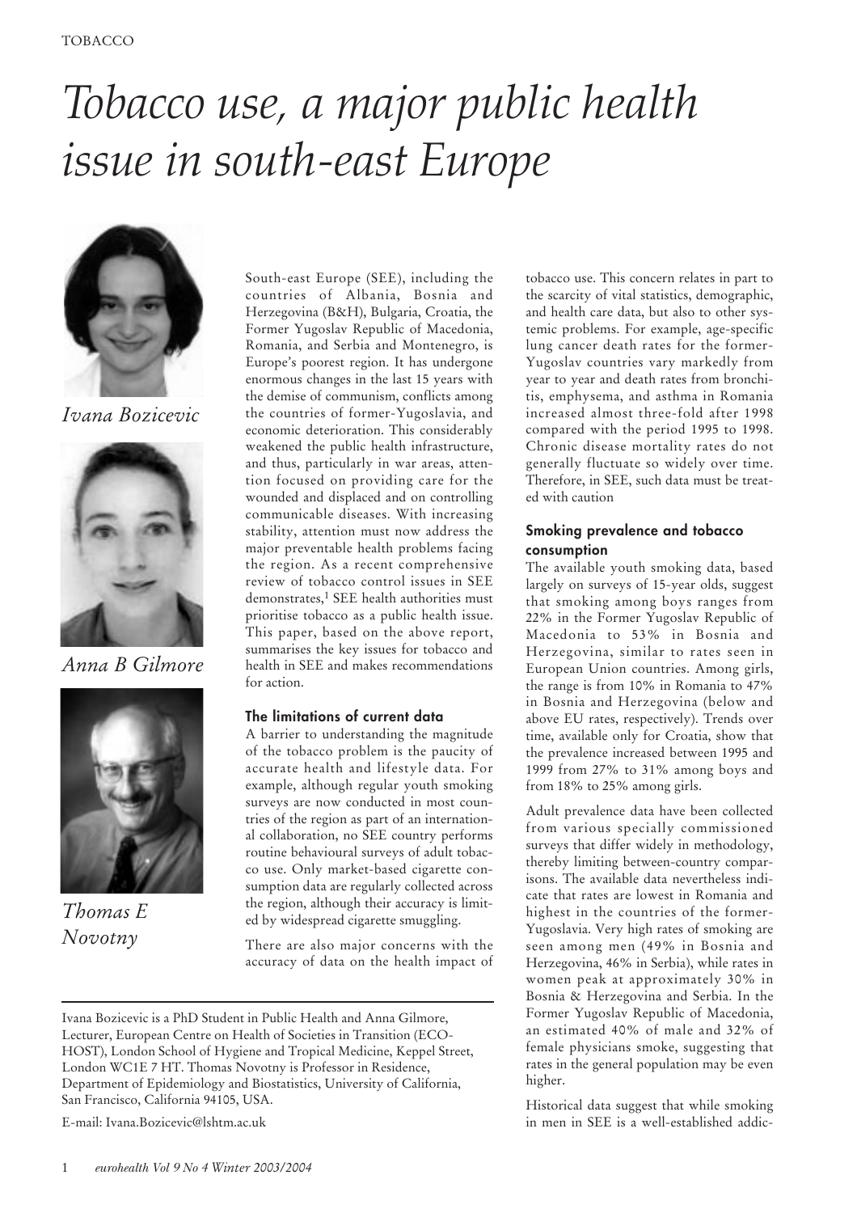# *Tobacco use, a major public health issue in south-east Europe*

*Ivana Bozicevic*

*Anna B Gilmore*

*Thomas E Novotny*

South-east Europe (SEE), including the countries of Albania, Bosnia and Herzegovina (B&H), Bulgaria, Croatia, the Former Yugoslav Republic of Macedonia, Romania, and Serbia and Montenegro, is Europe's poorest region. It has undergone enormous changes in the last 15 years with the demise of communism, conflicts among the countries of former-Yugoslavia, and economic deterioration. This considerably weakened the public health infrastructure, and thus, particularly in war areas, attention focused on providing care for the wounded and displaced and on controlling communicable diseases. With increasing stability, attention must now address the major preventable health problems facing the region. As a recent comprehensive review of tobacco control issues in SEE demonstrates,[1] SEE health authorities must prioritise tobacco as a public health issue. This paper, based on the above report, summarises the key issues for tobacco and health in SEE and makes recommendations for action.

### The limitations of current data

A barrier to understanding the magnitude of the tobacco problem is the paucity of accurate health and lifestyle data. For example, although regular youth smoking surveys are now conducted in most countries of the region as part of an international collaboration, no SEE country performs routine behavioural surveys of adult tobacco use. Only market-based cigarette consumption data are regularly collected across the region, although their accuracy is limited by widespread cigarette smuggling.

There are also major concerns with the accuracy of data on the health impact of tobacco use. This concern relates in part to the scarcity of vital statistics, demographic, and health care data, but also to other systemic problems. For example, age-specific lung cancer death rates for the former-Yugoslav countries vary markedly from year to year and death rates from bronchitis, emphysema, and asthma in Romania increased almost three-fold after 1998 compared with the period 1995 to 1998. Chronic disease mortality rates do not generally fluctuate so widely over time. Therefore, in SEE, such data must be treated with caution

### Smoking prevalence and tobacco consumption

The available youth smoking data, based largely on surveys of 15-year olds, suggest that smoking among boys ranges from 22% in the Former Yugoslav Republic of Macedonia to 53% in Bosnia and Herzegovina, similar to rates seen in European Union countries. Among girls, the range is from 10% in Romania to 47% in Bosnia and Herzegovina (below and above EU rates, respectively). Trends over time, available only for Croatia, show that the prevalence increased between 1995 and 1999 from 27% to 31% among boys and from 18% to 25% among girls.

Adult prevalence data have been collected from various specially commissioned surveys that differ widely in methodology, thereby limiting between-country comparisons. The available data nevertheless indicate that rates are lowest in Romania and highest in the countries of the former-Yugoslavia. Very high rates of smoking are seen among men (49% in Bosnia and Herzegovina, 46% in Serbia), while rates in women peak at approximately 30% in Bosnia & Herzegovina and Serbia. In the Former Yugoslav Republic of Macedonia, an estimated 40% of male and 32% of female physicians smoke, suggesting that rates in the general population may be even higher.

Historical data suggest that while smoking in men in SEE is a well-established addic-

Ivana Bozicevic is a PhD Student in Public Health and Anna Gilmore, Lecturer, European Centre on Health of Societies in Transition (ECOHOST), London School of Hygiene and Tropical Medicine, Keppel Street, London WC1E 7 HT. Thomas Novotny is Professor in Residence, Department of Epidemiology and Biostatistics, University of California, San Francisco, California 94105, USA.

E-mail: Ivana.Bozicevic@lshtm.ac.uk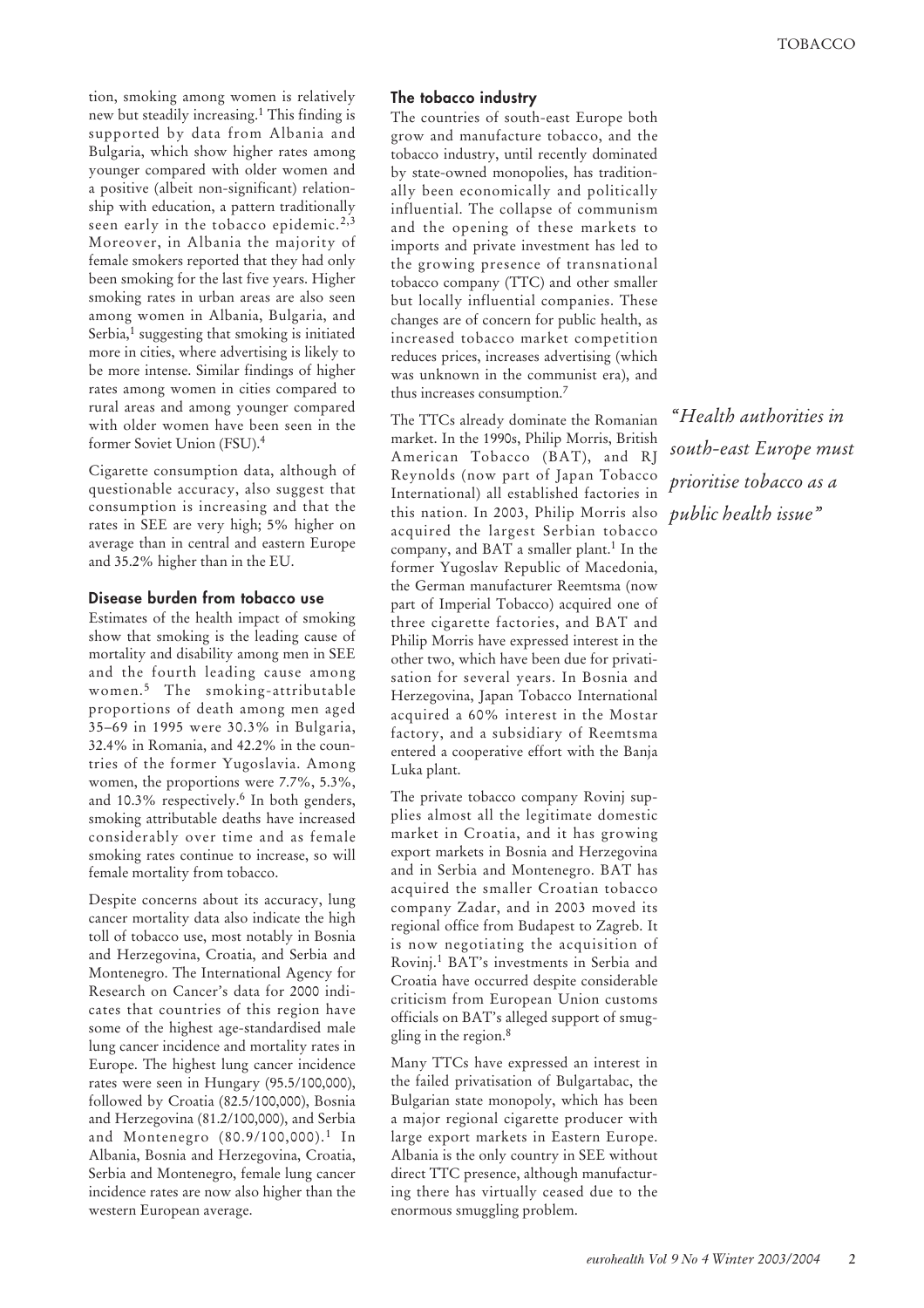tion, smoking among women is relatively new but steadily increasing.[1] This finding is supported by data from Albania and Bulgaria, which show higher rates among younger compared with older women and a positive (albeit non-significant) relationship with education, a pattern traditionally seen early in the tobacco epidemic.[2,3] Moreover, in Albania the majority of female smokers reported that they had only been smoking for the last five years. Higher smoking rates in urban areas are also seen among women in Albania, Bulgaria, and Serbia,[1] suggesting that smoking is initiated more in cities, where advertising is likely to be more intense. Similar findings of higher rates among women in cities compared to rural areas and among younger compared with older women have been seen in the former Soviet Union (FSU).[4]

Cigarette consumption data, although of questionable accuracy, also suggest that consumption is increasing and that the rates in SEE are very high; 5% higher on average than in central and eastern Europe and 35.2% higher than in the EU.

### Disease burden from tobacco use

Estimates of the health impact of smoking show that smoking is the leading cause of mortality and disability among men in SEE and the fourth leading cause among women.[5] The smoking-attributable proportions of death among men aged 35–69 in 1995 were 30.3% in Bulgaria, 32.4% in Romania, and 42.2% in the countries of the former Yugoslavia. Among women, the proportions were 7.7%, 5.3%, and 10.3% respectively.[6] In both genders, smoking attributable deaths have increased considerably over time and as female smoking rates continue to increase, so will female mortality from tobacco.

Despite concerns about its accuracy, lung cancer mortality data also indicate the high toll of tobacco use, most notably in Bosnia and Herzegovina, Croatia, and Serbia and Montenegro. The International Agency for Research on Cancer's data for 2000 indicates that countries of this region have some of the highest age-standardised male lung cancer incidence and mortality rates in Europe. The highest lung cancer incidence rates were seen in Hungary (95.5/100,000), followed by Croatia (82.5/100,000), Bosnia and Herzegovina (81.2/100,000), and Serbia and Montenegro (80.9/100,000).[1] In Albania, Bosnia and Herzegovina, Croatia, Serbia and Montenegro, female lung cancer incidence rates are now also higher than the western European average.

### The tobacco industry

The countries of south-east Europe both grow and manufacture tobacco, and the tobacco industry, until recently dominated by state-owned monopolies, has traditionally been economically and politically influential. The collapse of communism and the opening of these markets to imports and private investment has led to the growing presence of transnational tobacco company (TTC) and other smaller but locally influential companies. These changes are of concern for public health, as increased tobacco market competition reduces prices, increases advertising (which was unknown in the communist era), and thus increases consumption.[7]

The TTCs already dominate the Romanian market. In the 1990s, Philip Morris, British American Tobacco (BAT), and RJ Reynolds (now part of Japan Tobacco International) all established factories in this nation. In 2003, Philip Morris also acquired the largest Serbian tobacco company, and BAT a smaller plant.[1] In the former Yugoslav Republic of Macedonia, the German manufacturer Reemtsma (now part of Imperial Tobacco) acquired one of three cigarette factories, and BAT and Philip Morris have expressed interest in the other two, which have been due for privatisation for several years. In Bosnia and Herzegovina, Japan Tobacco International acquired a 60% interest in the Mostar factory, and a subsidiary of Reemtsma entered a cooperative effort with the Banja Luka plant.

The private tobacco company Rovinj supplies almost all the legitimate domestic market in Croatia, and it has growing export markets in Bosnia and Herzegovina and in Serbia and Montenegro. BAT has acquired the smaller Croatian tobacco company Zadar, and in 2003 moved its regional office from Budapest to Zagreb. It is now negotiating the acquisition of Rovinj.[1] BAT's investments in Serbia and Croatia have occurred despite considerable criticism from European Union customs officials on BAT's alleged support of smuggling in the region.[8]

Many TTCs have expressed an interest in the failed privatisation of Bulgartabac, the Bulgarian state monopoly, which has been a major regional cigarette producer with large export markets in Eastern Europe. Albania is the only country in SEE without direct TTC presence, although manufacturing there has virtually ceased due to the enormous smuggling problem.

*"Health authorities in south-east Europe must prioritise tobacco as a public health issue"*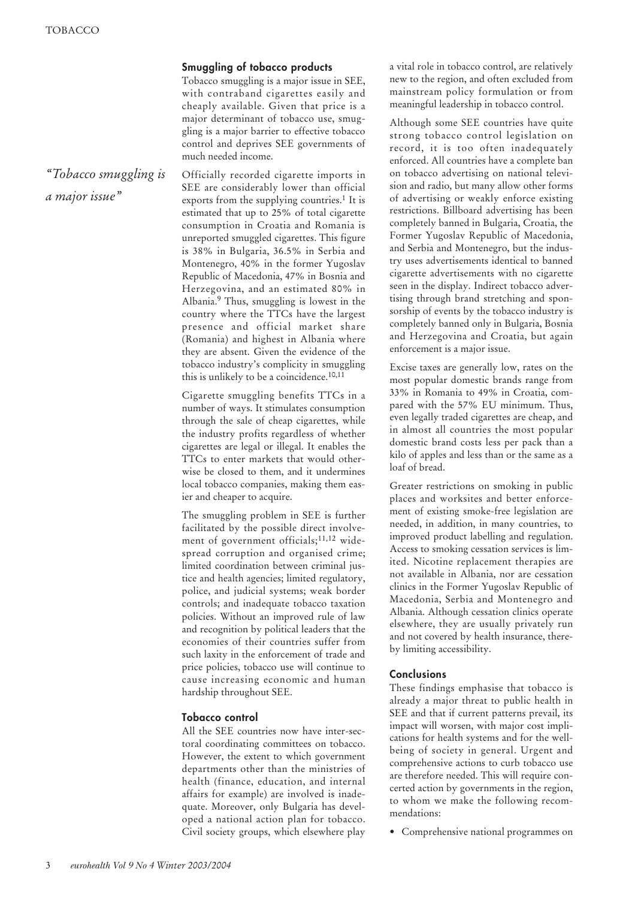## Smuggling of tobacco products

Tobacco smuggling is a major issue in SEE, with contraband cigarettes easily and cheaply available. Given that price is a major determinant of tobacco use, smuggling is a major barrier to effective tobacco control and deprives SEE governments of much needed income.

*"Tobacco smuggling is a major issue"*

Officially recorded cigarette imports in SEE are considerably lower than official exports from the supplying countries.[1] It is estimated that up to 25% of total cigarette consumption in Croatia and Romania is unreported smuggled cigarettes. This figure is 38% in Bulgaria, 36.5% in Serbia and Montenegro, 40% in the former Yugoslav Republic of Macedonia, 47% in Bosnia and Herzegovina, and an estimated 80% in Albania.[9] Thus, smuggling is lowest in the country where the TTCs have the largest presence and official market share (Romania) and highest in Albania where they are absent. Given the evidence of the tobacco industry's complicity in smuggling this is unlikely to be a coincidence.[10,11]

Cigarette smuggling benefits TTCs in a number of ways. It stimulates consumption through the sale of cheap cigarettes, while the industry profits regardless of whether cigarettes are legal or illegal. It enables the TTCs to enter markets that would otherwise be closed to them, and it undermines local tobacco companies, making them easier and cheaper to acquire.

The smuggling problem in SEE is further facilitated by the possible direct involvement of government officials;[11,12] widespread corruption and organised crime; limited coordination between criminal justice and health agencies; limited regulatory, police, and judicial systems; weak border controls; and inadequate tobacco taxation policies. Without an improved rule of law and recognition by political leaders that the economies of their countries suffer from such laxity in the enforcement of trade and price policies, tobacco use will continue to cause increasing economic and human hardship throughout SEE.

## Tobacco control

All the SEE countries now have inter-sectoral coordinating committees on tobacco. However, the extent to which government departments other than the ministries of health (finance, education, and internal affairs for example) are involved is inadequate. Moreover, only Bulgaria has developed a national action plan for tobacco. Civil society groups, which elsewhere play a vital role in tobacco control, are relatively new to the region, and often excluded from mainstream policy formulation or from meaningful leadership in tobacco control.

Although some SEE countries have quite strong tobacco control legislation on record, it is too often inadequately enforced. All countries have a complete ban on tobacco advertising on national television and radio, but many allow other forms of advertising or weakly enforce existing restrictions. Billboard advertising has been completely banned in Bulgaria, Croatia, the Former Yugoslav Republic of Macedonia, and Serbia and Montenegro, but the industry uses advertisements identical to banned cigarette advertisements with no cigarette seen in the display. Indirect tobacco advertising through brand stretching and sponsorship of events by the tobacco industry is completely banned only in Bulgaria, Bosnia and Herzegovina and Croatia, but again enforcement is a major issue.

Excise taxes are generally low, rates on the most popular domestic brands range from 33% in Romania to 49% in Croatia, compared with the 57% EU minimum. Thus, even legally traded cigarettes are cheap, and in almost all countries the most popular domestic brand costs less per pack than a kilo of apples and less than or the same as a loaf of bread.

Greater restrictions on smoking in public places and worksites and better enforcement of existing smoke-free legislation are needed, in addition, in many countries, to improved product labelling and regulation. Access to smoking cessation services is limited. Nicotine replacement therapies are not available in Albania, nor are cessation clinics in the Former Yugoslav Republic of Macedonia, Serbia and Montenegro and Albania. Although cessation clinics operate elsewhere, they are usually privately run and not covered by health insurance, thereby limiting accessibility.

## Conclusions

These findings emphasise that tobacco is already a major threat to public health in SEE and that if current patterns prevail, its impact will worsen, with major cost implications for health systems and for the well-being of society in general. Urgent and comprehensive actions to curb tobacco use are therefore needed. This will require concerted action by governments in the region, to whom we make the following recommendations:

- Comprehensive national programmes on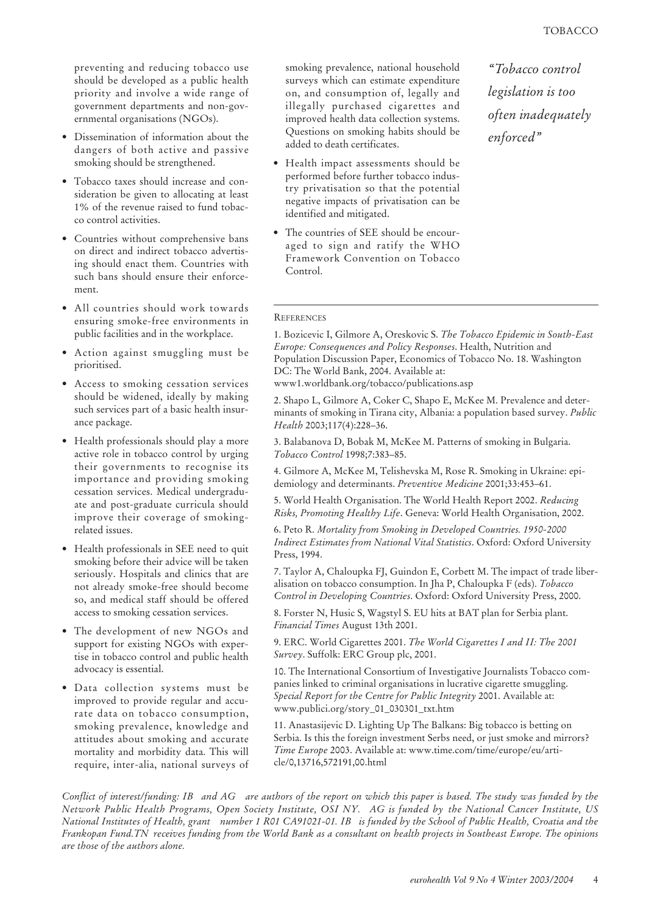preventing and reducing tobacco use should be developed as a public health priority and involve a wide range of government departments and non-governmental organisations (NGOs).

- Dissemination of information about the dangers of both active and passive smoking should be strengthened.
- Tobacco taxes should increase and consideration be given to allocating at least 1% of the revenue raised to fund tobacco control activities.
- Countries without comprehensive bans on direct and indirect tobacco advertising should enact them. Countries with such bans should ensure their enforcement.
- All countries should work towards ensuring smoke-free environments in public facilities and in the workplace.
- Action against smuggling must be prioritised.
- Access to smoking cessation services should be widened, ideally by making such services part of a basic health insurance package.
- Health professionals should play a more active role in tobacco control by urging their governments to recognise its importance and providing smoking cessation services. Medical undergraduate and post-graduate curricula should improve their coverage of smoking-related issues.
- Health professionals in SEE need to quit smoking before their advice will be taken seriously. Hospitals and clinics that are not already smoke-free should become so, and medical staff should be offered access to smoking cessation services.
- The development of new NGOs and support for existing NGOs with expertise in tobacco control and public health advocacy is essential.
- Data collection systems must be improved to provide regular and accurate data on tobacco consumption, smoking prevalence, knowledge and attitudes about smoking and accurate mortality and morbidity data. This will require, inter-alia, national surveys of smoking prevalence, national household surveys which can estimate expenditure on, and consumption of, legally and illegally purchased cigarettes and improved health data collection systems. Questions on smoking habits should be added to death certificates.
- Health impact assessments should be performed before further tobacco industry privatisation so that the potential negative impacts of privatisation can be identified and mitigated.
- The countries of SEE should be encouraged to sign and ratify the WHO Framework Convention on Tobacco Control.

*"Tobacco control legislation is too often inadequately enforced"*

## References

1. Bozicevic I, Gilmore A, Oreskovic S. *The Tobacco Epidemic in South-East Europe: Consequences and Policy Responses*. Health, Nutrition and Population Discussion Paper, Economics of Tobacco No. 18. Washington DC: The World Bank, 2004. Available at: www1.worldbank.org/tobacco/publications.asp

2. Shapo L, Gilmore A, Coker C, Shapo E, McKee M. Prevalence and determinants of smoking in Tirana city, Albania: a population based survey. *Public Health* 2003;117(4):228–36.

3. Balabanova D, Bobak M, McKee M. Patterns of smoking in Bulgaria. *Tobacco Control* 1998;7:383–85.

4. Gilmore A, McKee M, Telishevska M, Rose R. Smoking in Ukraine: epidemiology and determinants. *Preventive Medicine* 2001;33:453–61.

5. World Health Organisation. The World Health Report 2002. *Reducing Risks, Promoting Healthy Life*. Geneva: World Health Organisation, 2002.

6. Peto R. *Mortality from Smoking in Developed Countries. 1950-2000 Indirect Estimates from National Vital Statistics*. Oxford: Oxford University Press, 1994.

7. Taylor A, Chaloupka FJ, Guindon E, Corbett M. The impact of trade liberalisation on tobacco consumption. In Jha P, Chaloupka F (eds). *Tobacco Control in Developing Countries*. Oxford: Oxford University Press, 2000.

8. Forster N, Husic S, Wagstyl S. EU hits at BAT plan for Serbia plant. *Financial Times* August 13th 2001.

9. ERC. World Cigarettes 2001. *The World Cigarettes I and II: The 2001 Survey*. Suffolk: ERC Group plc, 2001.

10. The International Consortium of Investigative Journalists Tobacco companies linked to criminal organisations in lucrative cigarette smuggling. *Special Report for the Centre for Public Integrity* 2001. Available at: www.publici.org/story_01_030301_txt.htm

11. Anastasijevic D. Lighting Up The Balkans: Big tobacco is betting on Serbia. Is this the foreign investment Serbs need, or just smoke and mirrors? *Time Europe* 2003. Available at: www.time.com/time/europe/eu/article/0,13716,572191,00.html

*Conflict of interest/funding: IB and AG are authors of the report on which this paper is based. The study was funded by the Network Public Health Programs, Open Society Institute, OSI NY. AG is funded by the National Cancer Institute, US National Institutes of Health, grant number 1 R01 CA91021-01. IB is funded by the School of Public Health, Croatia and the Frankopan Fund.TN receives funding from the World Bank as a consultant on health projects in Southeast Europe. The opinions are those of the authors alone.*